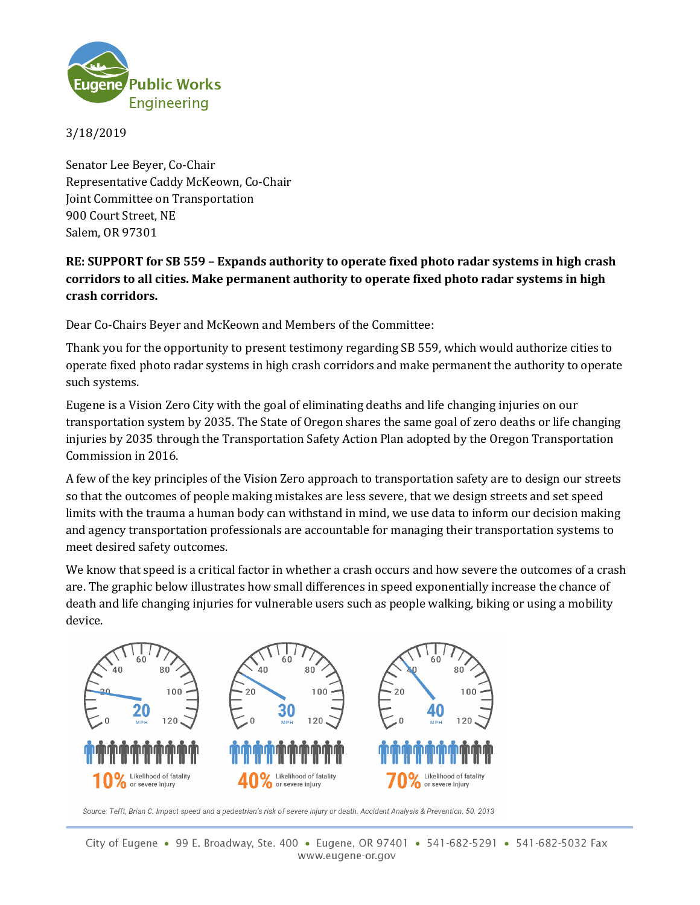Eugene Public Works Engineering

3/18/2019

Senator Lee Beyer, Co-Chair
Representative Caddy McKeown, Co-Chair
Joint Committee on Transportation
900 Court Street, NE
Salem, OR 97301

**RE: SUPPORT for SB 559 – Expands authority to operate fixed photo radar systems in high crash corridors to all cities. Make permanent authority to operate fixed photo radar systems in high crash corridors.**

Dear Co-Chairs Beyer and McKeown and Members of the Committee:

Thank you for the opportunity to present testimony regarding SB 559, which would authorize cities to operate fixed photo radar systems in high crash corridors and make permanent the authority to operate such systems.

Eugene is a Vision Zero City with the goal of eliminating deaths and life changing injuries on our transportation system by 2035. The State of Oregon shares the same goal of zero deaths or life changing injuries by 2035 through the Transportation Safety Action Plan adopted by the Oregon Transportation Commission in 2016.

A few of the key principles of the Vision Zero approach to transportation safety are to design our streets so that the outcomes of people making mistakes are less severe, that we design streets and set speed limits with the trauma a human body can withstand in mind, we use data to inform our decision making and agency transportation professionals are accountable for managing their transportation systems to meet desired safety outcomes.

We know that speed is a critical factor in whether a crash occurs and how severe the outcomes of a crash are. The graphic below illustrates how small differences in speed exponentially increase the chance of death and life changing injuries for vulnerable users such as people walking, biking or using a mobility device.

20 MPH — 10% Likelihood of fatality or severe injury

30 MPH — 40% Likelihood of fatality or severe injury

40 MPH — 70% Likelihood of fatality or severe injury

*Source: Tefft, Brian C. Impact speed and a pedestrian's risk of severe injury or death. Accident Analysis & Prevention. 50. 2013*

City of Eugene • 99 E. Broadway, Ste. 400 • Eugene, OR 97401 • 541-682-5291 • 541-682-5032 Fax
www.eugene-or.gov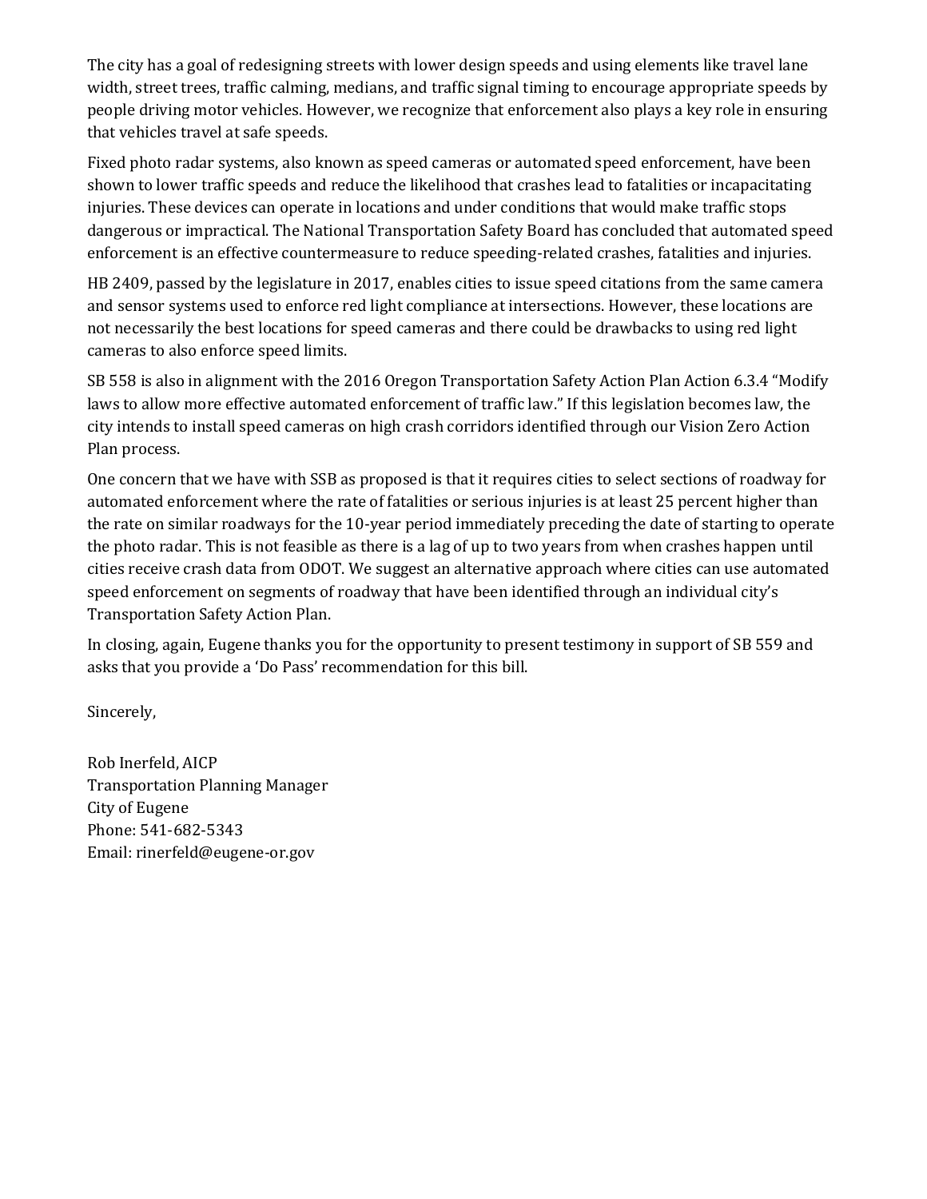The city has a goal of redesigning streets with lower design speeds and using elements like travel lane width, street trees, traffic calming, medians, and traffic signal timing to encourage appropriate speeds by people driving motor vehicles. However, we recognize that enforcement also plays a key role in ensuring that vehicles travel at safe speeds.

Fixed photo radar systems, also known as speed cameras or automated speed enforcement, have been shown to lower traffic speeds and reduce the likelihood that crashes lead to fatalities or incapacitating injuries. These devices can operate in locations and under conditions that would make traffic stops dangerous or impractical. The National Transportation Safety Board has concluded that automated speed enforcement is an effective countermeasure to reduce speeding-related crashes, fatalities and injuries.

HB 2409, passed by the legislature in 2017, enables cities to issue speed citations from the same camera and sensor systems used to enforce red light compliance at intersections. However, these locations are not necessarily the best locations for speed cameras and there could be drawbacks to using red light cameras to also enforce speed limits.

SB 558 is also in alignment with the 2016 Oregon Transportation Safety Action Plan Action 6.3.4 "Modify laws to allow more effective automated enforcement of traffic law." If this legislation becomes law, the city intends to install speed cameras on high crash corridors identified through our Vision Zero Action Plan process.

One concern that we have with SSB as proposed is that it requires cities to select sections of roadway for automated enforcement where the rate of fatalities or serious injuries is at least 25 percent higher than the rate on similar roadways for the 10-year period immediately preceding the date of starting to operate the photo radar. This is not feasible as there is a lag of up to two years from when crashes happen until cities receive crash data from ODOT. We suggest an alternative approach where cities can use automated speed enforcement on segments of roadway that have been identified through an individual city's Transportation Safety Action Plan.

In closing, again, Eugene thanks you for the opportunity to present testimony in support of SB 559 and asks that you provide a 'Do Pass' recommendation for this bill.

Sincerely,

Rob Inerfeld, AICP  
Transportation Planning Manager  
City of Eugene  
Phone: 541-682-5343  
Email: rinerfeld@eugene-or.gov